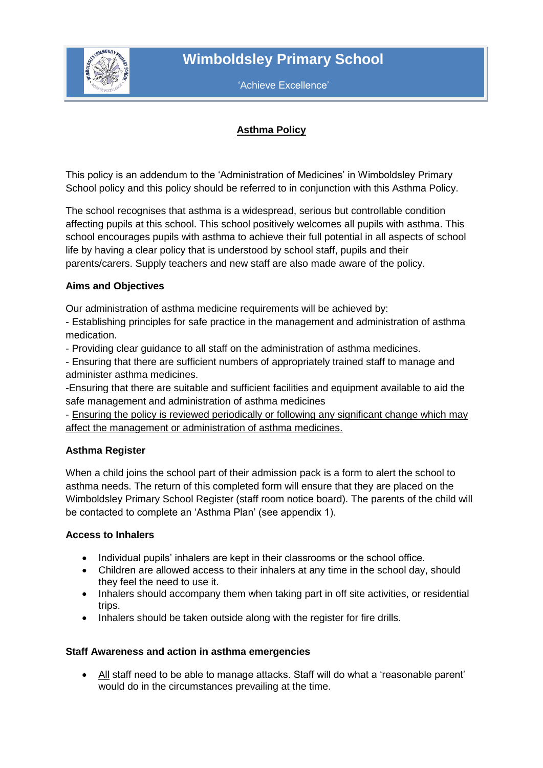# Wimboldsley Primary School

'Achieve Excellence'

## <u>Asthma Policy</u>

This policy is an addendum to the 'Administration of Medicines' in Wimboldsley Primary School policy and this policy should be referred to in conjunction with this Asthma Policy.

The school recognises that asthma is a widespread, serious but controllable condition affecting pupils at this school. This school positively welcomes all pupils with asthma. This school encourages pupils with asthma to achieve their full potential in all aspects of school life by having a clear policy that is understood by school staff, pupils and their parents/carers. Supply teachers and new staff are also made aware of the policy.

### Aims and Objectives

Our administration of asthma medicine requirements will be achieved by:

- Establishing principles for safe practice in the management and administration of asthma medication.
- Providing clear guidance to all staff on the administration of asthma medicines.
- Ensuring that there are sufficient numbers of appropriately trained staff to manage and administer asthma medicines.
- Ensuring that there are suitable and sufficient facilities and equipment available to aid the safe management and administration of asthma medicines
- <u>Ensuring the policy is reviewed periodically or following any significant change which may affect the management or administration of asthma medicines.</u>

### Asthma Register

When a child joins the school part of their admission pack is a form to alert the school to asthma needs. The return of this completed form will ensure that they are placed on the Wimboldsley Primary School Register (staff room notice board). The parents of the child will be contacted to complete an 'Asthma Plan' (see appendix 1).

### Access to Inhalers

- Individual pupils' inhalers are kept in their classrooms or the school office.
- Children are allowed access to their inhalers at any time in the school day, should they feel the need to use it.
- Inhalers should accompany them when taking part in off site activities, or residential trips.
- Inhalers should be taken outside along with the register for fire drills.

### Staff Awareness and action in asthma emergencies

- <u>All</u> staff need to be able to manage attacks. Staff will do what a 'reasonable parent' would do in the circumstances prevailing at the time.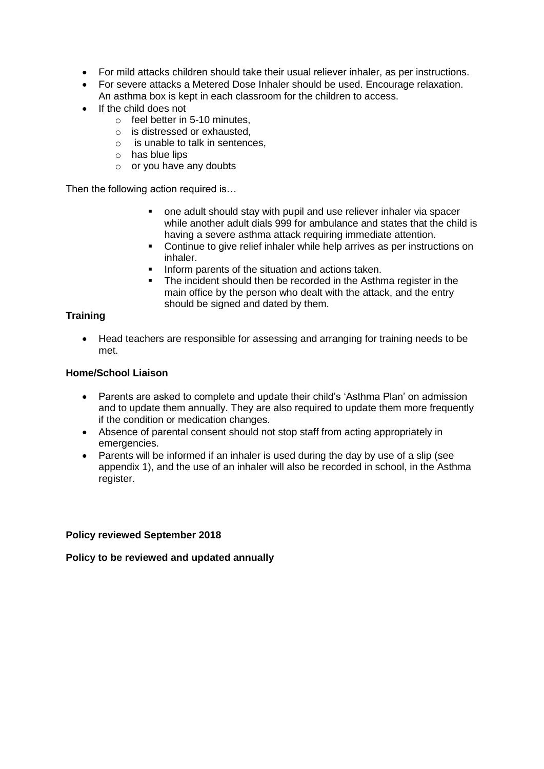- For mild attacks children should take their usual reliever inhaler, as per instructions.
- For severe attacks a Metered Dose Inhaler should be used. Encourage relaxation. An asthma box is kept in each classroom for the children to access.
- If the child does not
  - feel better in 5-10 minutes,
  - is distressed or exhausted,
  - is unable to talk in sentences,
  - has blue lips
  - or you have any doubts

Then the following action required is…

- one adult should stay with pupil and use reliever inhaler via spacer while another adult dials 999 for ambulance and states that the child is having a severe asthma attack requiring immediate attention.
- Continue to give relief inhaler while help arrives as per instructions on inhaler.
- Inform parents of the situation and actions taken.
- The incident should then be recorded in the Asthma register in the main office by the person who dealt with the attack, and the entry should be signed and dated by them.

**Training**

- Head teachers are responsible for assessing and arranging for training needs to be met.

**Home/School Liaison**

- Parents are asked to complete and update their child's 'Asthma Plan' on admission and to update them annually. They are also required to update them more frequently if the condition or medication changes.
- Absence of parental consent should not stop staff from acting appropriately in emergencies.
- Parents will be informed if an inhaler is used during the day by use of a slip (see appendix 1), and the use of an inhaler will also be recorded in school, in the Asthma register.

**Policy reviewed September 2018**

**Policy to be reviewed and updated annually**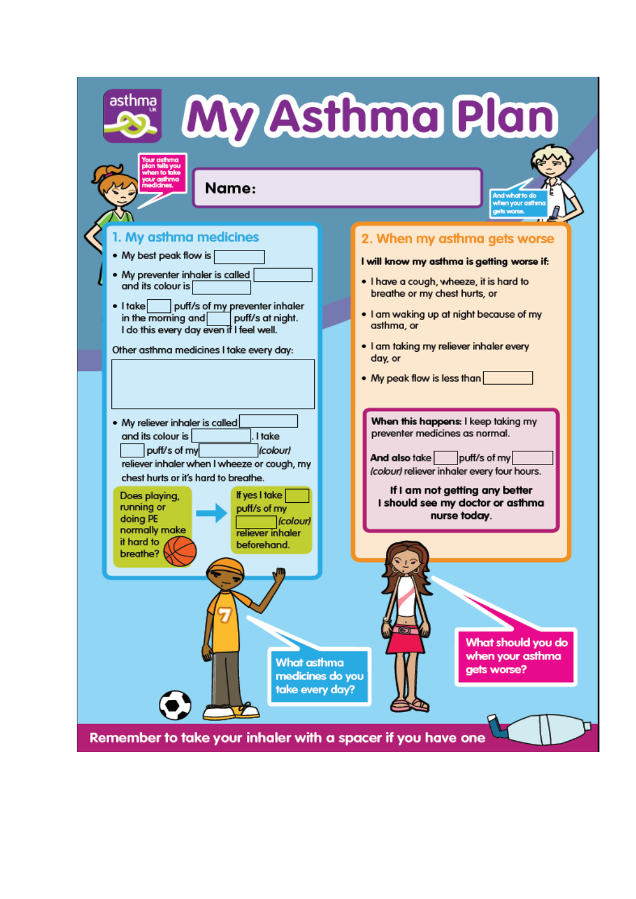# My Asthma Plan

Your asthma plan tells you when to take your asthma medicines.

**Name:**

And what to do when your asthma gets worse.

## 1. My asthma medicines

- My best peak flow is ______
- My preventer inhaler is called ______ and its colour is ______
- I take ______ puff/s of my preventer inhaler in the morning and ______ puff/s at night. I do this every day even if I feel well.

Other asthma medicines I take every day:

______

- My reliever inhaler is called ______ and its colour is ______. I take ______ puff/s of my ______ *(colour)* reliever inhaler when I wheeze or cough, my chest hurts or it's hard to breathe.

Does playing, running or doing PE normally make it hard to breathe? → If yes I take ______ puff/s of my ______ *(colour)* reliever inhaler beforehand.

## 2. When my asthma gets worse

**I will know my asthma is getting worse if:**

- I have a cough, wheeze, it is hard to breathe or my chest hurts, or
- I am waking up at night because of my asthma, or
- I am taking my reliever inhaler every day, or
- My peak flow is less than ______

**When this happens:** I keep taking my preventer medicines as normal.

**And also** take ______ puff/s of my ______ *(colour)* reliever inhaler every four hours.

**If I am not getting any better I should see my doctor or asthma nurse today.**

What asthma medicines do you take every day?

What should you do when your asthma gets worse?

**Remember to take your inhaler with a spacer if you have one**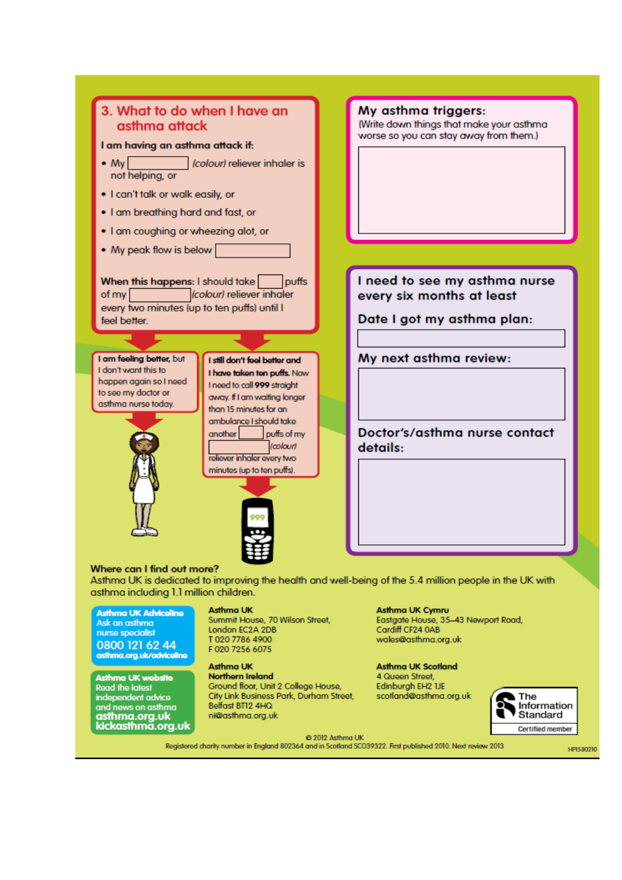## 3. What to do when I have an asthma attack

**I am having an asthma attack if:**

- My ______ *(colour)* reliever inhaler is not helping, or
- I can't talk or walk easily, or
- I am breathing hard and fast, or
- I am coughing or wheezing alot, or
- My peak flow is below ______

**When this happens:** I should take ______ puffs of my ______ *(colour)* reliever inhaler every two minutes (up to ten puffs) until I feel better.

**I am feeling better,** but I don't want this to happen again so I need to see my doctor or asthma nurse today.

**I still don't feel better and I have taken ten puffs.** Now I need to call **999** straight away. If I am waiting longer than 15 minutes for an ambulance I should take another ______ puffs of my ______ *(colour)* reliever inhaler every two minutes (up to ten puffs).

## My asthma triggers:

(Write down things that make your asthma worse so you can stay away from them.)

## I need to see my asthma nurse every six months at least

**Date I got my asthma plan:**

**My next asthma review:**

**Doctor's/asthma nurse contact details:**

**Where can I find out more?**

Asthma UK is dedicated to improving the health and well-being of the 5.4 million people in the UK with asthma including 1.1 million children.

**Asthma UK Adviceline**
Ask an asthma nurse specialist
**0800 121 62 44**
**asthma.org.uk/adviceline**

**Asthma UK website**
Read the latest independent advice and news on asthma
**asthma.org.uk**
**kickasthma.org.uk**

**Asthma UK**
Summit House, 70 Wilson Street,
London EC2A 2DB
T 020 7786 4900
F 020 7256 6075

**Asthma UK Northern Ireland**
Ground floor, Unit 2 College House,
City Link Business Park, Durham Street,
Belfast BT12 4HQ
ni@asthma.org.uk

**Asthma UK Cymru**
Eastgate House, 35–43 Newport Road,
Cardiff CF24 0AB
wales@asthma.org.uk

**Asthma UK Scotland**
4 Queen Street,
Edinburgh EH2 1JE
scotland@asthma.org.uk

The Information Standard
Certified member

© 2012 Asthma UK
Registered charity number in England 802364 and in Scotland SC039322. First published 2010. Next review 2013

HPIS80210